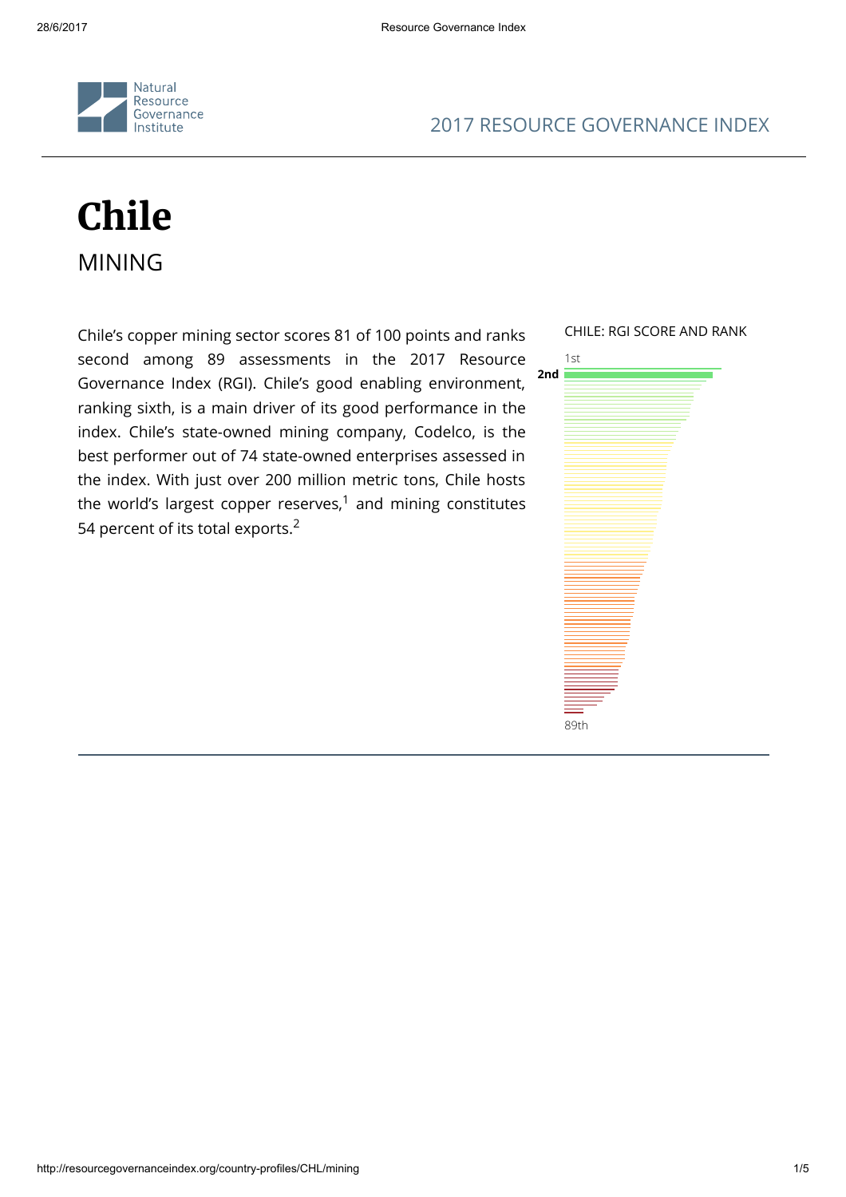Natural Resource Governance Institute

2017 RESOURCE GOVERNANCE INDEX

# Chile

## MINING

Chile's copper mining sector scores 81 of 100 points and ranks second among 89 assessments in the 2017 Resource Governance Index (RGI). Chile's good enabling environment, ranking sixth, is a main driver of its good performance in the index. Chile's state-owned mining company, Codelco, is the best performer out of 74 state-owned enterprises assessed in the index. With just over 200 million metric tons, Chile hosts the world's largest copper reserves,[1] and mining constitutes 54 percent of its total exports.[2]

CHILE: RGI SCORE AND RANK

1st

2nd

89th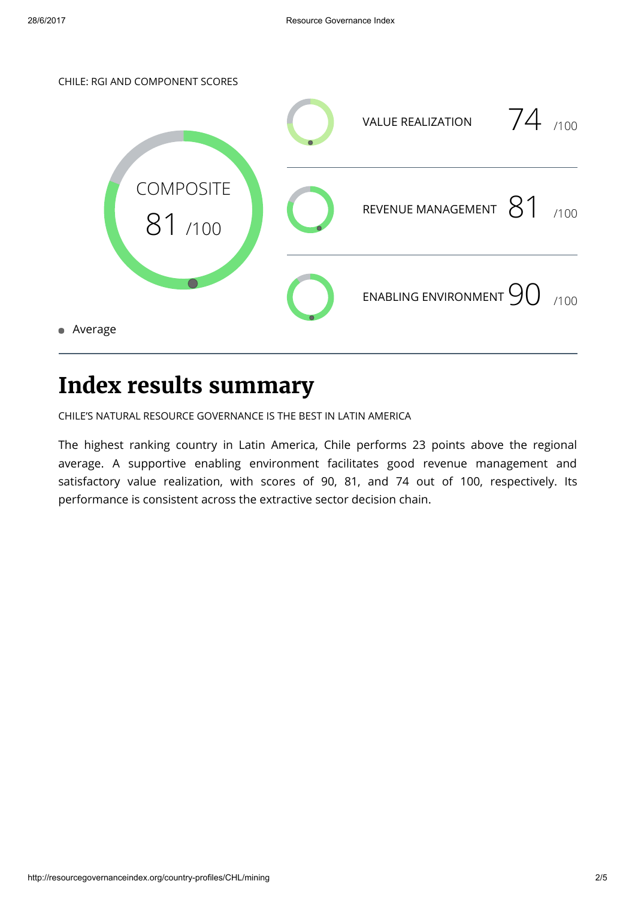CHILE: RGI AND COMPONENT SCORES

COMPOSITE 81 /100

VALUE REALIZATION 74 /100

REVENUE MANAGEMENT 81 /100

ENABLING ENVIRONMENT 90 /100

- Average

# Index results summary

CHILE'S NATURAL RESOURCE GOVERNANCE IS THE BEST IN LATIN AMERICA

The highest ranking country in Latin America, Chile performs 23 points above the regional average. A supportive enabling environment facilitates good revenue management and satisfactory value realization, with scores of 90, 81, and 74 out of 100, respectively. Its performance is consistent across the extractive sector decision chain.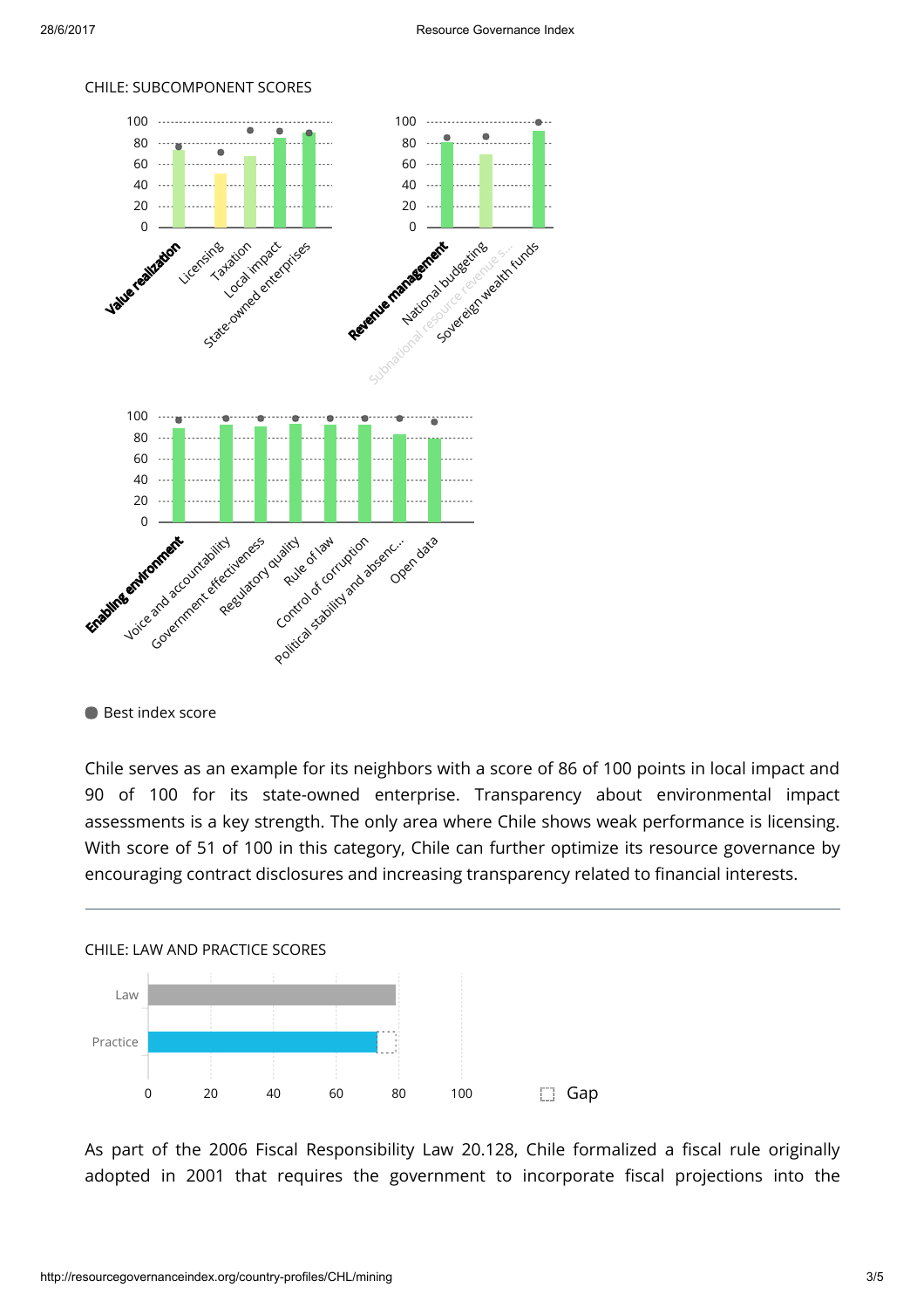CHILE: SUBCOMPONENT SCORES

Best index score

Chile serves as an example for its neighbors with a score of 86 of 100 points in local impact and 90 of 100 for its state-owned enterprise. Transparency about environmental impact assessments is a key strength. The only area where Chile shows weak performance is licensing. With score of 51 of 100 in this category, Chile can further optimize its resource governance by encouraging contract disclosures and increasing transparency related to financial interests.

---

CHILE: LAW AND PRACTICE SCORES

As part of the 2006 Fiscal Responsibility Law 20.128, Chile formalized a fiscal rule originally adopted in 2001 that requires the government to incorporate fiscal projections into the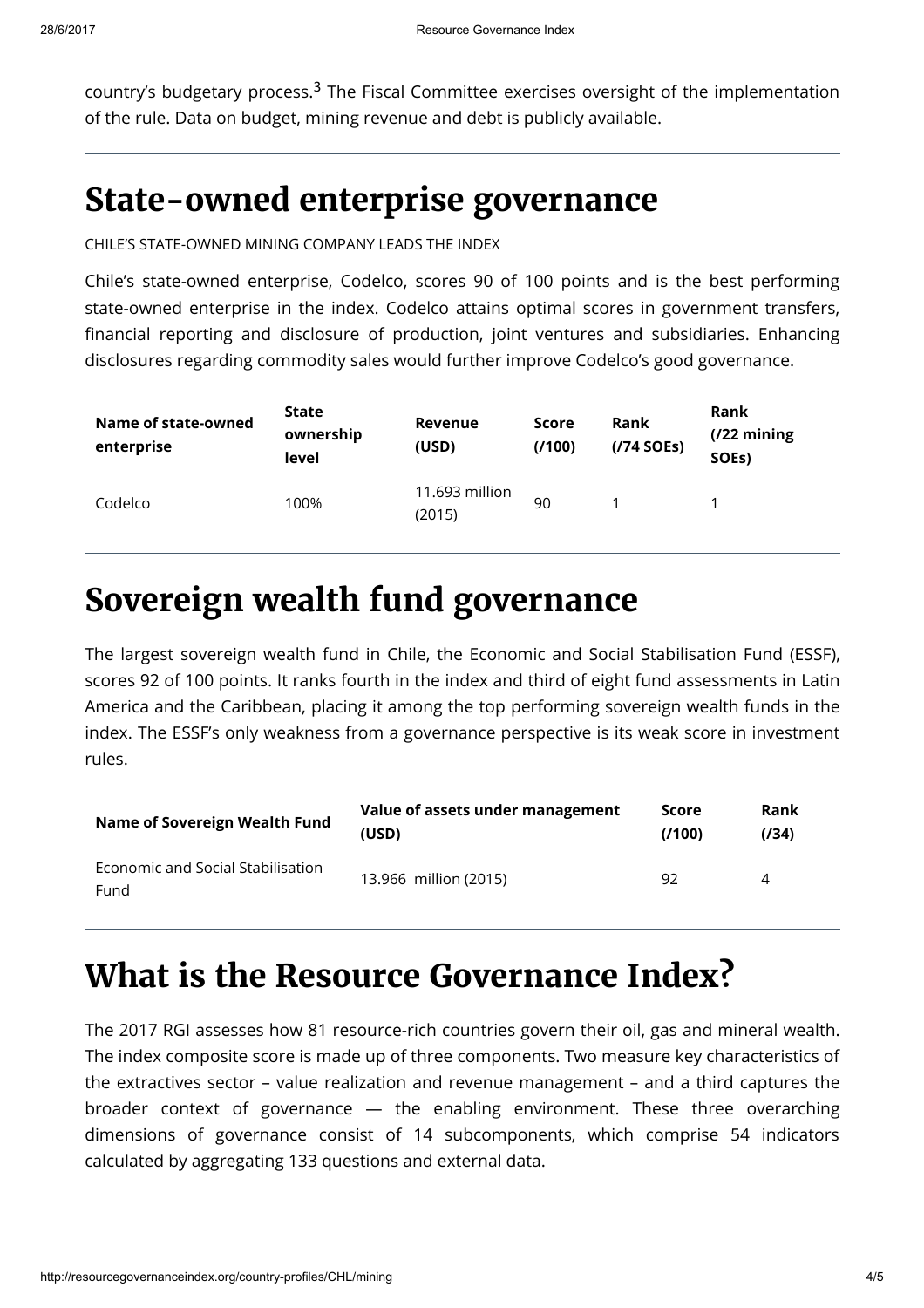country's budgetary process.[3] The Fiscal Committee exercises oversight of the implementation of the rule. Data on budget, mining revenue and debt is publicly available.

## State-owned enterprise governance

CHILE'S STATE-OWNED MINING COMPANY LEADS THE INDEX

Chile's state-owned enterprise, Codelco, scores 90 of 100 points and is the best performing state-owned enterprise in the index. Codelco attains optimal scores in government transfers, financial reporting and disclosure of production, joint ventures and subsidiaries. Enhancing disclosures regarding commodity sales would further improve Codelco's good governance.

| Name of state-owned enterprise | State ownership level | Revenue (USD) | Score (/100) | Rank (/74 SOEs) | Rank (/22 mining SOEs) |
|---|---|---|---|---|---|
| Codelco | 100% | 11.693 million (2015) | 90 | 1 | 1 |

## Sovereign wealth fund governance

The largest sovereign wealth fund in Chile, the Economic and Social Stabilisation Fund (ESSF), scores 92 of 100 points. It ranks fourth in the index and third of eight fund assessments in Latin America and the Caribbean, placing it among the top performing sovereign wealth funds in the index. The ESSF's only weakness from a governance perspective is its weak score in investment rules.

| Name of Sovereign Wealth Fund | Value of assets under management (USD) | Score (/100) | Rank (/34) |
|---|---|---|---|
| Economic and Social Stabilisation Fund | 13.966 million (2015) | 92 | 4 |

## What is the Resource Governance Index?

The 2017 RGI assesses how 81 resource-rich countries govern their oil, gas and mineral wealth. The index composite score is made up of three components. Two measure key characteristics of the extractives sector – value realization and revenue management – and a third captures the broader context of governance — the enabling environment. These three overarching dimensions of governance consist of 14 subcomponents, which comprise 54 indicators calculated by aggregating 133 questions and external data.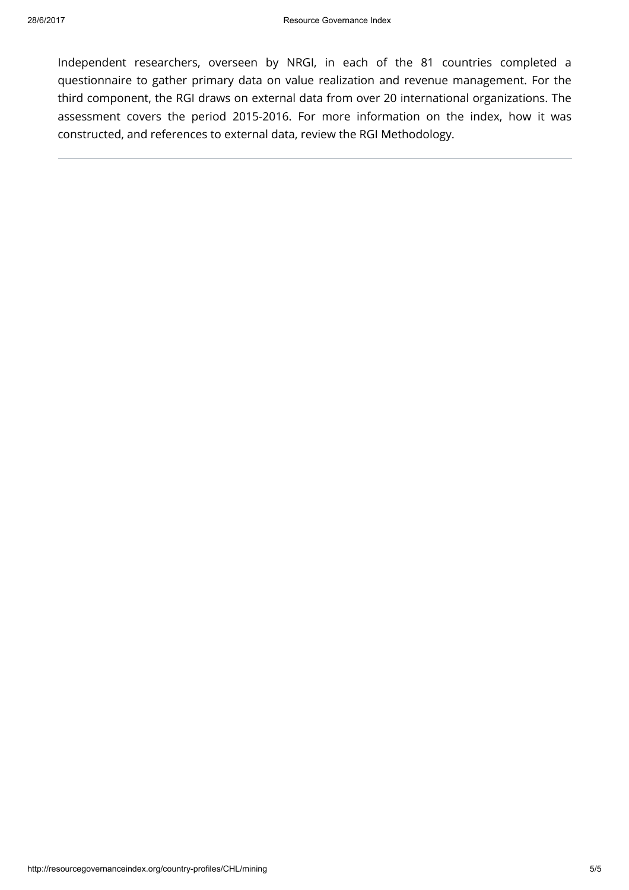Independent researchers, overseen by NRGI, in each of the 81 countries completed a questionnaire to gather primary data on value realization and revenue management. For the third component, the RGI draws on external data from over 20 international organizations. The assessment covers the period 2015-2016. For more information on the index, how it was constructed, and references to external data, review the RGI Methodology.

---